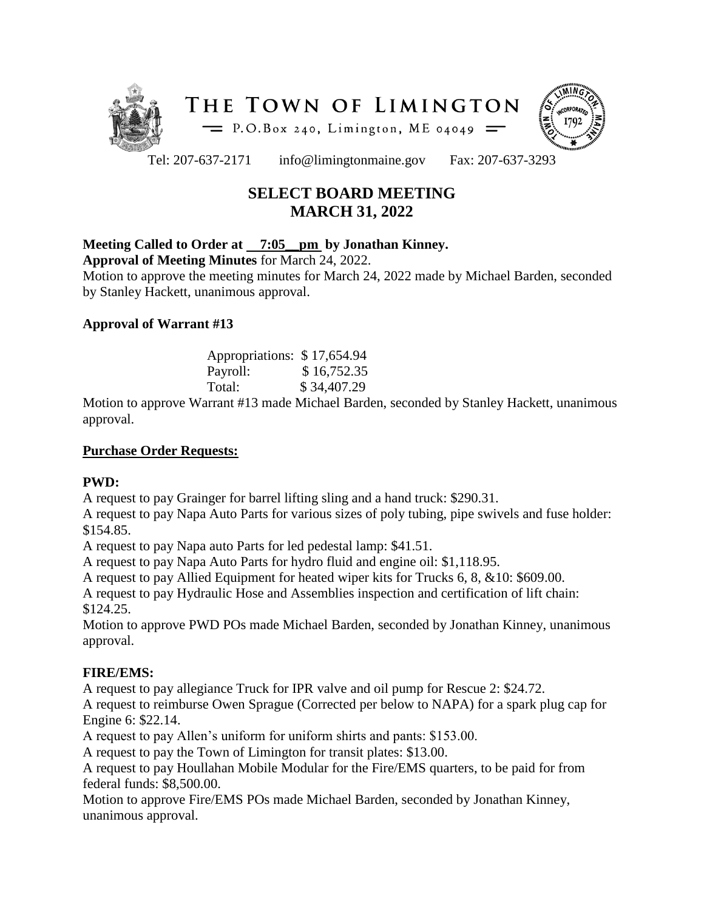# THE TOWN OF LIMINGTON

P.O.Box 240, Limington, ME 04049

Tel: 207-637-2171 info@limingtonmaine.gov Fax: 207-637-3293

## SELECT BOARD MEETING
## MARCH 31, 2022

**Meeting Called to Order at 7:05 pm by Jonathan Kinney.**

**Approval of Meeting Minutes** for March 24, 2022.

Motion to approve the meeting minutes for March 24, 2022 made by Michael Barden, seconded by Stanley Hackett, unanimous approval.

**Approval of Warrant #13**

| | |
|---|---|
| Appropriations: | $ 17,654.94 |
| Payroll: | $ 16,752.35 |
| Total: | $ 34,407.29 |

Motion to approve Warrant #13 made Michael Barden, seconded by Stanley Hackett, unanimous approval.

**Purchase Order Requests:**

**PWD:**

A request to pay Grainger for barrel lifting sling and a hand truck: $290.31.

A request to pay Napa Auto Parts for various sizes of poly tubing, pipe swivels and fuse holder: $154.85.

A request to pay Napa auto Parts for led pedestal lamp: $41.51.

A request to pay Napa Auto Parts for hydro fluid and engine oil: $1,118.95.

A request to pay Allied Equipment for heated wiper kits for Trucks 6, 8, &10: $609.00.

A request to pay Hydraulic Hose and Assemblies inspection and certification of lift chain: $124.25.

Motion to approve PWD POs made Michael Barden, seconded by Jonathan Kinney, unanimous approval.

**FIRE/EMS:**

A request to pay allegiance Truck for IPR valve and oil pump for Rescue 2: $24.72.

A request to reimburse Owen Sprague (Corrected per below to NAPA) for a spark plug cap for Engine 6: $22.14.

A request to pay Allen's uniform for uniform shirts and pants: $153.00.

A request to pay the Town of Limington for transit plates: $13.00.

A request to pay Houllahan Mobile Modular for the Fire/EMS quarters, to be paid for from federal funds: $8,500.00.

Motion to approve Fire/EMS POs made Michael Barden, seconded by Jonathan Kinney, unanimous approval.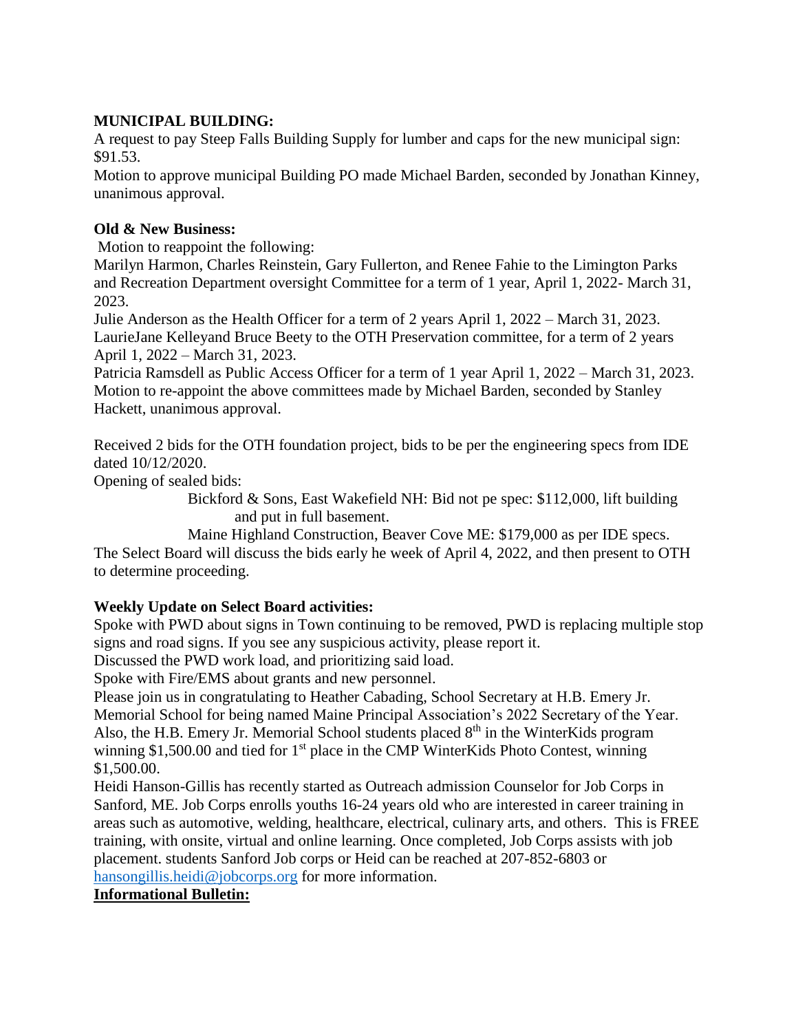**MUNICIPAL BUILDING:**

A request to pay Steep Falls Building Supply for lumber and caps for the new municipal sign: $91.53.

Motion to approve municipal Building PO made Michael Barden, seconded by Jonathan Kinney, unanimous approval.

**Old & New Business:**

Motion to reappoint the following:

Marilyn Harmon, Charles Reinstein, Gary Fullerton, and Renee Fahie to the Limington Parks and Recreation Department oversight Committee for a term of 1 year, April 1, 2022- March 31, 2023.

Julie Anderson as the Health Officer for a term of 2 years April 1, 2022 – March 31, 2023.

LaurieJane Kelleyand Bruce Beety to the OTH Preservation committee, for a term of 2 years April 1, 2022 – March 31, 2023.

Patricia Ramsdell as Public Access Officer for a term of 1 year April 1, 2022 – March 31, 2023.

Motion to re-appoint the above committees made by Michael Barden, seconded by Stanley Hackett, unanimous approval.

Received 2 bids for the OTH foundation project, bids to be per the engineering specs from IDE dated 10/12/2020.

Opening of sealed bids:

Bickford & Sons, East Wakefield NH: Bid not pe spec: $112,000, lift building and put in full basement.

Maine Highland Construction, Beaver Cove ME: $179,000 as per IDE specs.

The Select Board will discuss the bids early he week of April 4, 2022, and then present to OTH to determine proceeding.

**Weekly Update on Select Board activities:**

Spoke with PWD about signs in Town continuing to be removed, PWD is replacing multiple stop signs and road signs. If you see any suspicious activity, please report it.

Discussed the PWD work load, and prioritizing said load.

Spoke with Fire/EMS about grants and new personnel.

Please join us in congratulating to Heather Cabading, School Secretary at H.B. Emery Jr. Memorial School for being named Maine Principal Association's 2022 Secretary of the Year. Also, the H.B. Emery Jr. Memorial School students placed 8th in the WinterKids program winning $1,500.00 and tied for 1st place in the CMP WinterKids Photo Contest, winning $1,500.00.

Heidi Hanson-Gillis has recently started as Outreach admission Counselor for Job Corps in Sanford, ME. Job Corps enrolls youths 16-24 years old who are interested in career training in areas such as automotive, welding, healthcare, electrical, culinary arts, and others. This is FREE training, with onsite, virtual and online learning. Once completed, Job Corps assists with job placement. students Sanford Job corps or Heid can be reached at 207-852-6803 or hansongillis.heidi@jobcorps.org for more information.

**Informational Bulletin:**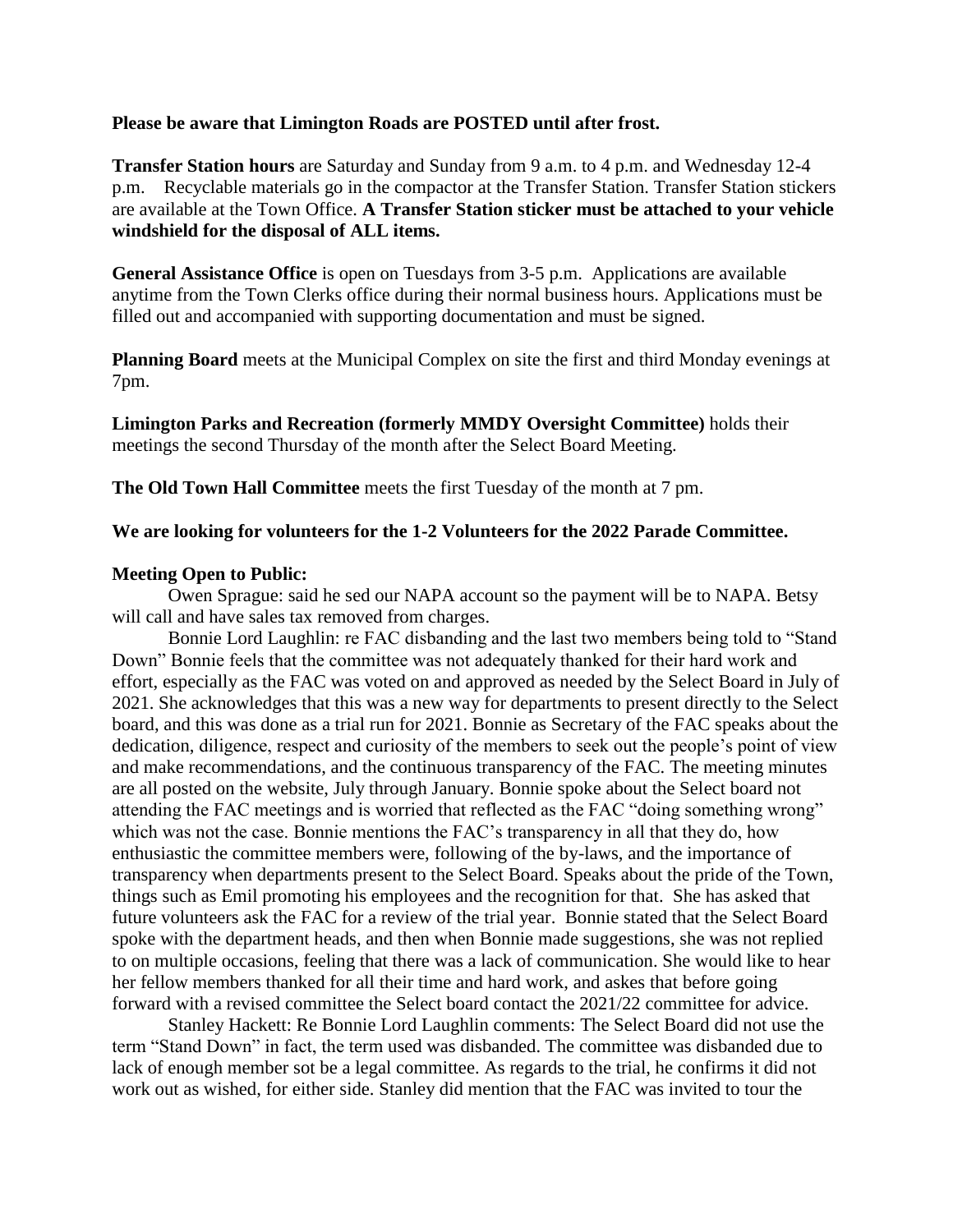**Please be aware that Limington Roads are POSTED until after frost.**

**Transfer Station hours** are Saturday and Sunday from 9 a.m. to 4 p.m. and Wednesday 12-4 p.m. Recyclable materials go in the compactor at the Transfer Station. Transfer Station stickers are available at the Town Office. **A Transfer Station sticker must be attached to your vehicle windshield for the disposal of ALL items.**

**General Assistance Office** is open on Tuesdays from 3-5 p.m. Applications are available anytime from the Town Clerks office during their normal business hours. Applications must be filled out and accompanied with supporting documentation and must be signed.

**Planning Board** meets at the Municipal Complex on site the first and third Monday evenings at 7pm.

**Limington Parks and Recreation (formerly MMDY Oversight Committee)** holds their meetings the second Thursday of the month after the Select Board Meeting.

**The Old Town Hall Committee** meets the first Tuesday of the month at 7 pm.

**We are looking for volunteers for the 1-2 Volunteers for the 2022 Parade Committee.**

**Meeting Open to Public:**

Owen Sprague: said he sed our NAPA account so the payment will be to NAPA. Betsy will call and have sales tax removed from charges.

Bonnie Lord Laughlin: re FAC disbanding and the last two members being told to "Stand Down" Bonnie feels that the committee was not adequately thanked for their hard work and effort, especially as the FAC was voted on and approved as needed by the Select Board in July of 2021. She acknowledges that this was a new way for departments to present directly to the Select board, and this was done as a trial run for 2021. Bonnie as Secretary of the FAC speaks about the dedication, diligence, respect and curiosity of the members to seek out the people's point of view and make recommendations, and the continuous transparency of the FAC. The meeting minutes are all posted on the website, July through January. Bonnie spoke about the Select board not attending the FAC meetings and is worried that reflected as the FAC "doing something wrong" which was not the case. Bonnie mentions the FAC's transparency in all that they do, how enthusiastic the committee members were, following of the by-laws, and the importance of transparency when departments present to the Select Board. Speaks about the pride of the Town, things such as Emil promoting his employees and the recognition for that. She has asked that future volunteers ask the FAC for a review of the trial year. Bonnie stated that the Select Board spoke with the department heads, and then when Bonnie made suggestions, she was not replied to on multiple occasions, feeling that there was a lack of communication. She would like to hear her fellow members thanked for all their time and hard work, and askes that before going forward with a revised committee the Select board contact the 2021/22 committee for advice.

Stanley Hackett: Re Bonnie Lord Laughlin comments: The Select Board did not use the term "Stand Down" in fact, the term used was disbanded. The committee was disbanded due to lack of enough member sot be a legal committee. As regards to the trial, he confirms it did not work out as wished, for either side. Stanley did mention that the FAC was invited to tour the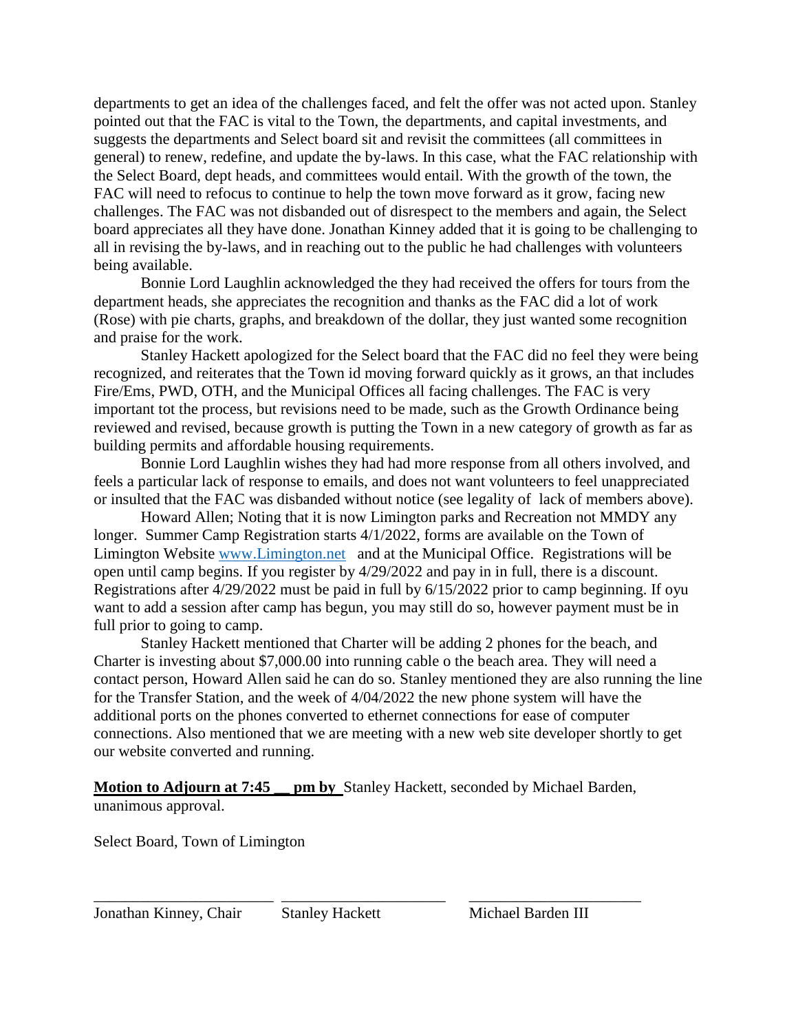departments to get an idea of the challenges faced, and felt the offer was not acted upon. Stanley pointed out that the FAC is vital to the Town, the departments, and capital investments, and suggests the departments and Select board sit and revisit the committees (all committees in general) to renew, redefine, and update the by-laws. In this case, what the FAC relationship with the Select Board, dept heads, and committees would entail. With the growth of the town, the FAC will need to refocus to continue to help the town move forward as it grow, facing new challenges. The FAC was not disbanded out of disrespect to the members and again, the Select board appreciates all they have done. Jonathan Kinney added that it is going to be challenging to all in revising the by-laws, and in reaching out to the public he had challenges with volunteers being available.

Bonnie Lord Laughlin acknowledged the they had received the offers for tours from the department heads, she appreciates the recognition and thanks as the FAC did a lot of work (Rose) with pie charts, graphs, and breakdown of the dollar, they just wanted some recognition and praise for the work.

Stanley Hackett apologized for the Select board that the FAC did no feel they were being recognized, and reiterates that the Town id moving forward quickly as it grows, an that includes Fire/Ems, PWD, OTH, and the Municipal Offices all facing challenges. The FAC is very important tot the process, but revisions need to be made, such as the Growth Ordinance being reviewed and revised, because growth is putting the Town in a new category of growth as far as building permits and affordable housing requirements.

Bonnie Lord Laughlin wishes they had had more response from all others involved, and feels a particular lack of response to emails, and does not want volunteers to feel unappreciated or insulted that the FAC was disbanded without notice (see legality of lack of members above).

Howard Allen; Noting that it is now Limington parks and Recreation not MMDY any longer. Summer Camp Registration starts 4/1/2022, forms are available on the Town of Limington Website [www.Limington.net](http://www.Limington.net) and at the Municipal Office. Registrations will be open until camp begins. If you register by 4/29/2022 and pay in in full, there is a discount. Registrations after 4/29/2022 must be paid in full by 6/15/2022 prior to camp beginning. If oyu want to add a session after camp has begun, you may still do so, however payment must be in full prior to going to camp.

Stanley Hackett mentioned that Charter will be adding 2 phones for the beach, and Charter is investing about $7,000.00 into running cable o the beach area. They will need a contact person, Howard Allen said he can do so. Stanley mentioned they are also running the line for the Transfer Station, and the week of 4/04/2022 the new phone system will have the additional ports on the phones converted to ethernet connections for ease of computer connections. Also mentioned that we are meeting with a new web site developer shortly to get our website converted and running.

**Motion to Adjourn at 7:45 __ pm by** Stanley Hackett, seconded by Michael Barden, unanimous approval.

Select Board, Town of Limington

______________________ ______________________ ______________________

Jonathan Kinney, Chair Stanley Hackett Michael Barden III